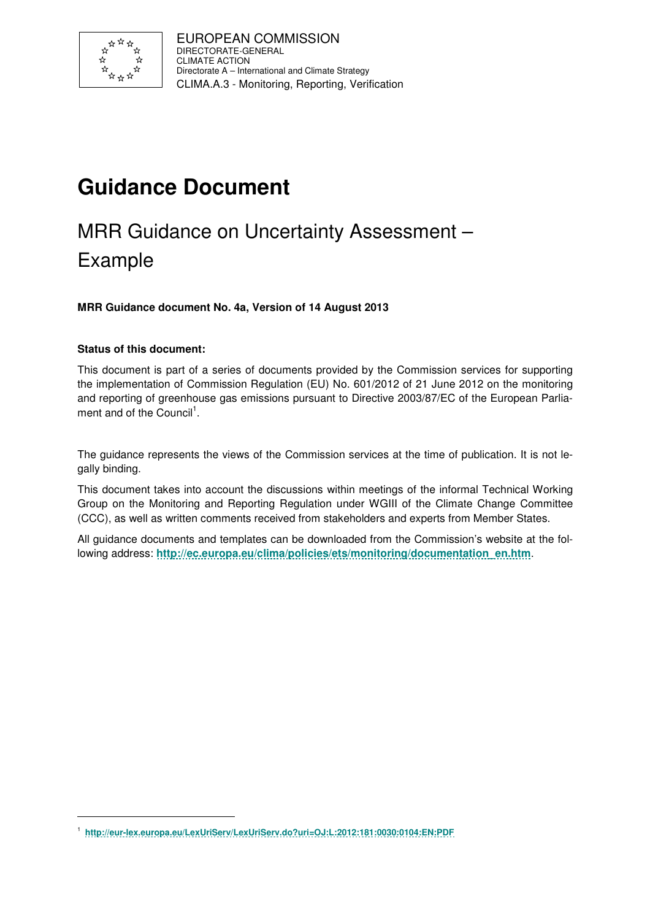EUROPEAN COMMISSION
DIRECTORATE-GENERAL
CLIMATE ACTION
Directorate A – International and Climate Strategy
CLIMA.A.3 - Monitoring, Reporting, Verification

# Guidance Document

## MRR Guidance on Uncertainty Assessment – Example

**MRR Guidance document No. 4a, Version of 14 August 2013**

**Status of this document:**

This document is part of a series of documents provided by the Commission services for supporting the implementation of Commission Regulation (EU) No. 601/2012 of 21 June 2012 on the monitoring and reporting of greenhouse gas emissions pursuant to Directive 2003/87/EC of the European Parliament and of the Council[1].

The guidance represents the views of the Commission services at the time of publication. It is not legally binding.

This document takes into account the discussions within meetings of the informal Technical Working Group on the Monitoring and Reporting Regulation under WGIII of the Climate Change Committee (CCC), as well as written comments received from stakeholders and experts from Member States.

All guidance documents and templates can be downloaded from the Commission's website at the following address: **http://ec.europa.eu/clima/policies/ets/monitoring/documentation_en.htm**.

---

[1] **http://eur-lex.europa.eu/LexUriServ/LexUriServ.do?uri=OJ:L:2012:181:0030:0104:EN:PDF**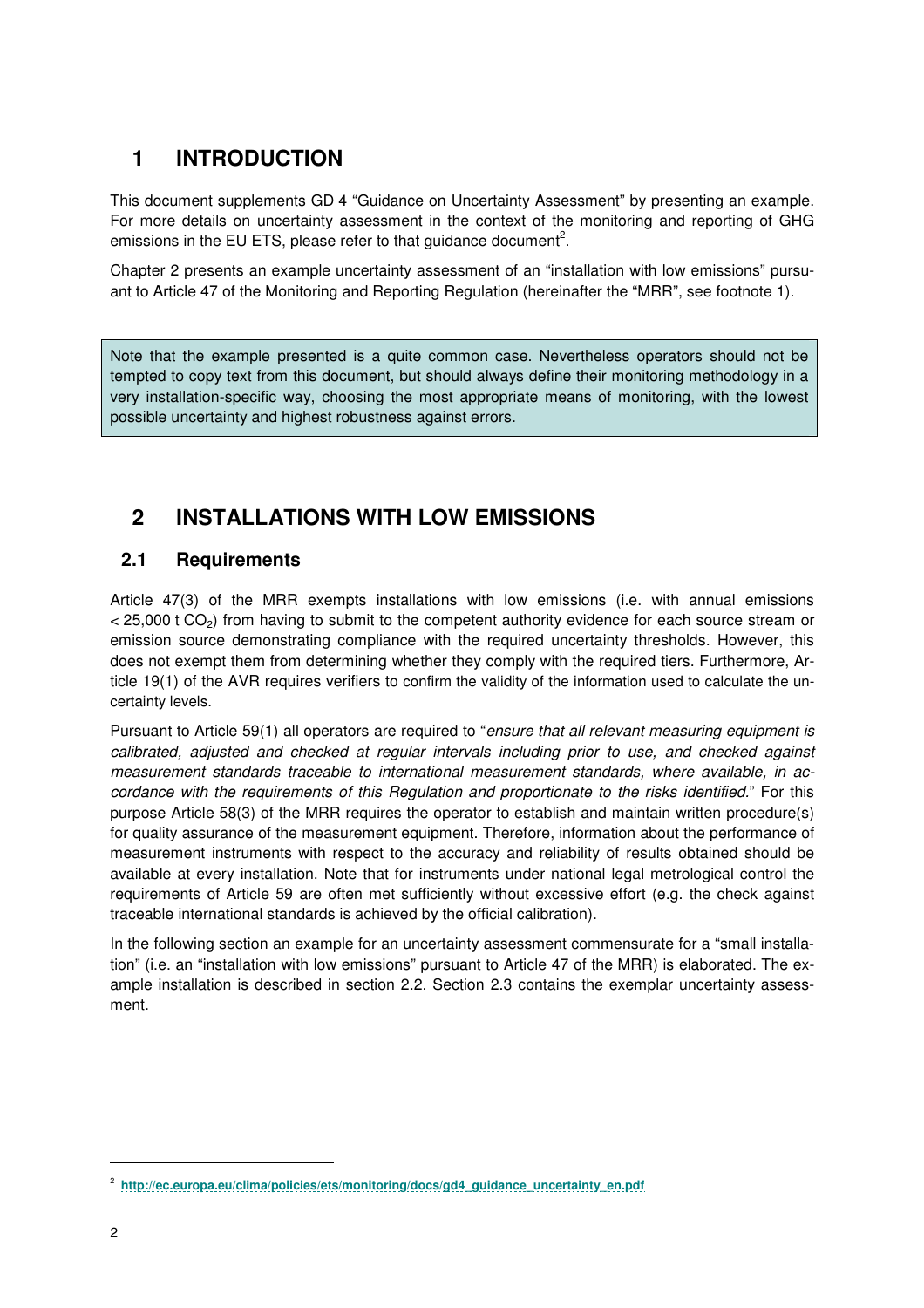# 1 INTRODUCTION

This document supplements GD 4 "Guidance on Uncertainty Assessment" by presenting an example. For more details on uncertainty assessment in the context of the monitoring and reporting of GHG emissions in the EU ETS, please refer to that guidance document[2].

Chapter 2 presents an example uncertainty assessment of an "installation with low emissions" pursuant to Article 47 of the Monitoring and Reporting Regulation (hereinafter the "MRR", see footnote 1).

> Note that the example presented is a quite common case. Nevertheless operators should not be tempted to copy text from this document, but should always define their monitoring methodology in a very installation-specific way, choosing the most appropriate means of monitoring, with the lowest possible uncertainty and highest robustness against errors.

# 2 INSTALLATIONS WITH LOW EMISSIONS

## 2.1 Requirements

Article 47(3) of the MRR exempts installations with low emissions (i.e. with annual emissions < 25,000 t $CO_2$) from having to submit to the competent authority evidence for each source stream or emission source demonstrating compliance with the required uncertainty thresholds. However, this does not exempt them from determining whether they comply with the required tiers. Furthermore, Article 19(1) of the AVR requires verifiers to confirm the validity of the information used to calculate the uncertainty levels.

Pursuant to Article 59(1) all operators are required to "*ensure that all relevant measuring equipment is calibrated, adjusted and checked at regular intervals including prior to use, and checked against measurement standards traceable to international measurement standards, where available, in accordance with the requirements of this Regulation and proportionate to the risks identified.*" For this purpose Article 58(3) of the MRR requires the operator to establish and maintain written procedure(s) for quality assurance of the measurement equipment. Therefore, information about the performance of measurement instruments with respect to the accuracy and reliability of results obtained should be available at every installation. Note that for instruments under national legal metrological control the requirements of Article 59 are often met sufficiently without excessive effort (e.g. the check against traceable international standards is achieved by the official calibration).

In the following section an example for an uncertainty assessment commensurate for a "small installation" (i.e. an "installation with low emissions" pursuant to Article 47 of the MRR) is elaborated. The example installation is described in section 2.2. Section 2.3 contains the exemplar uncertainty assessment.

---

[2] http://ec.europa.eu/clima/policies/ets/monitoring/docs/gd4_guidance_uncertainty_en.pdf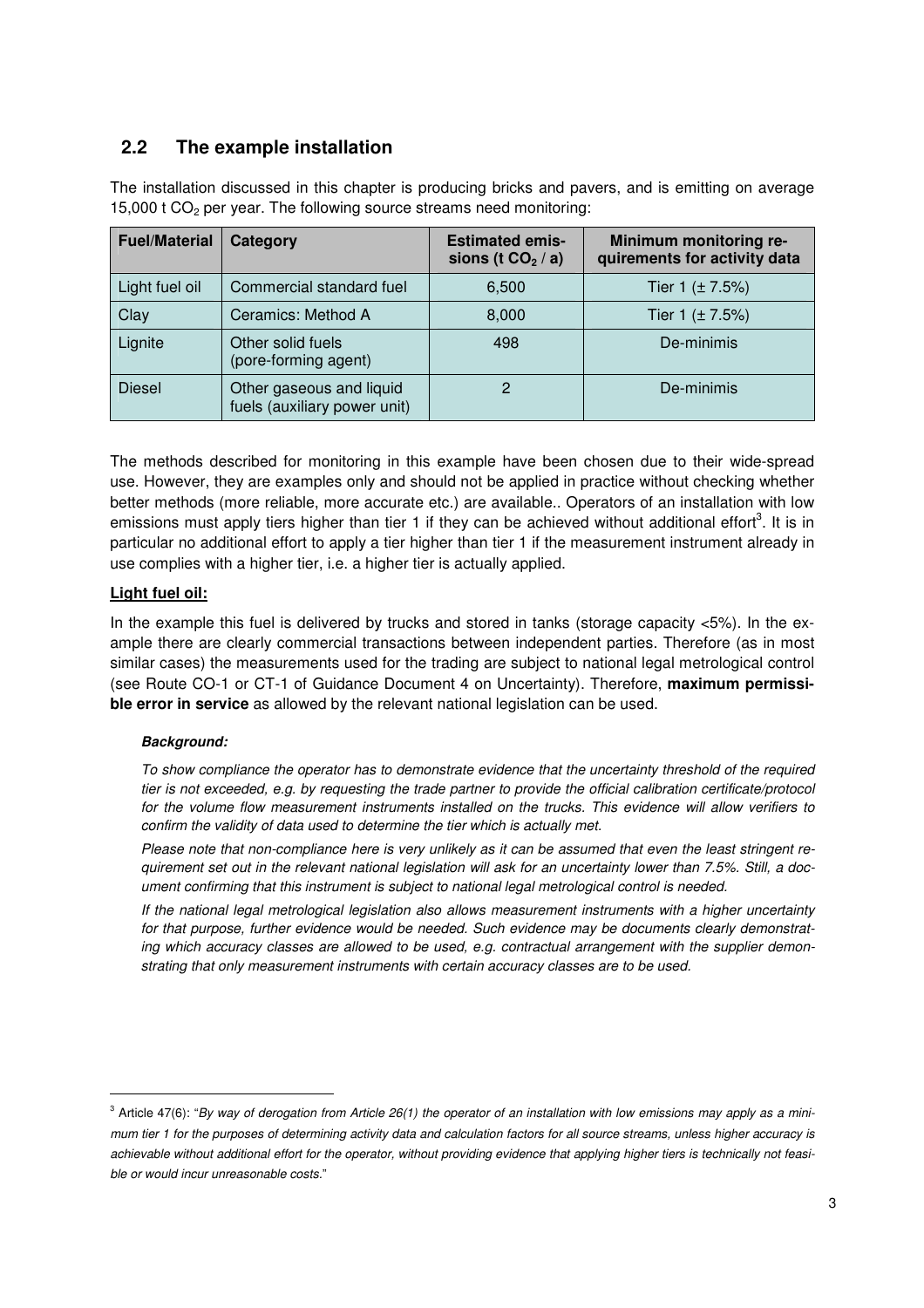## 2.2 The example installation

The installation discussed in this chapter is producing bricks and pavers, and is emitting on average 15,000 t $CO_2$ per year. The following source streams need monitoring:

| Fuel/Material | Category | Estimated emissions (t $CO_2$ / a) | Minimum monitoring requirements for activity data |
|---|---|---|---|
| Light fuel oil | Commercial standard fuel | 6,500 | Tier 1 (± 7.5%) |
| Clay | Ceramics: Method A | 8,000 | Tier 1 (± 7.5%) |
| Lignite | Other solid fuels (pore-forming agent) | 498 | De-minimis |
| Diesel | Other gaseous and liquid fuels (auxiliary power unit) | 2 | De-minimis |

The methods described for monitoring in this example have been chosen due to their wide-spread use. However, they are examples only and should not be applied in practice without checking whether better methods (more reliable, more accurate etc.) are available.. Operators of an installation with low emissions must apply tiers higher than tier 1 if they can be achieved without additional effort[3]. It is in particular no additional effort to apply a tier higher than tier 1 if the measurement instrument already in use complies with a higher tier, i.e. a higher tier is actually applied.

**Light fuel oil:**

In the example this fuel is delivered by trucks and stored in tanks (storage capacity <5%). In the example there are clearly commercial transactions between independent parties. Therefore (as in most similar cases) the measurements used for the trading are subject to national legal metrological control (see Route CO-1 or CT-1 of Guidance Document 4 on Uncertainty). Therefore, **maximum permissible error in service** as allowed by the relevant national legislation can be used.

***Background:***

*To show compliance the operator has to demonstrate evidence that the uncertainty threshold of the required tier is not exceeded, e.g. by requesting the trade partner to provide the official calibration certificate/protocol for the volume flow measurement instruments installed on the trucks. This evidence will allow verifiers to confirm the validity of data used to determine the tier which is actually met.*

*Please note that non-compliance here is very unlikely as it can be assumed that even the least stringent requirement set out in the relevant national legislation will ask for an uncertainty lower than 7.5%. Still, a document confirming that this instrument is subject to national legal metrological control is needed.*

*If the national legal metrological legislation also allows measurement instruments with a higher uncertainty for that purpose, further evidence would be needed. Such evidence may be documents clearly demonstrating which accuracy classes are allowed to be used, e.g. contractual arrangement with the supplier demonstrating that only measurement instruments with certain accuracy classes are to be used.*

---

[3] Article 47(6): "*By way of derogation from Article 26(1) the operator of an installation with low emissions may apply as a minimum tier 1 for the purposes of determining activity data and calculation factors for all source streams, unless higher accuracy is achievable without additional effort for the operator, without providing evidence that applying higher tiers is technically not feasible or would incur unreasonable costs.*"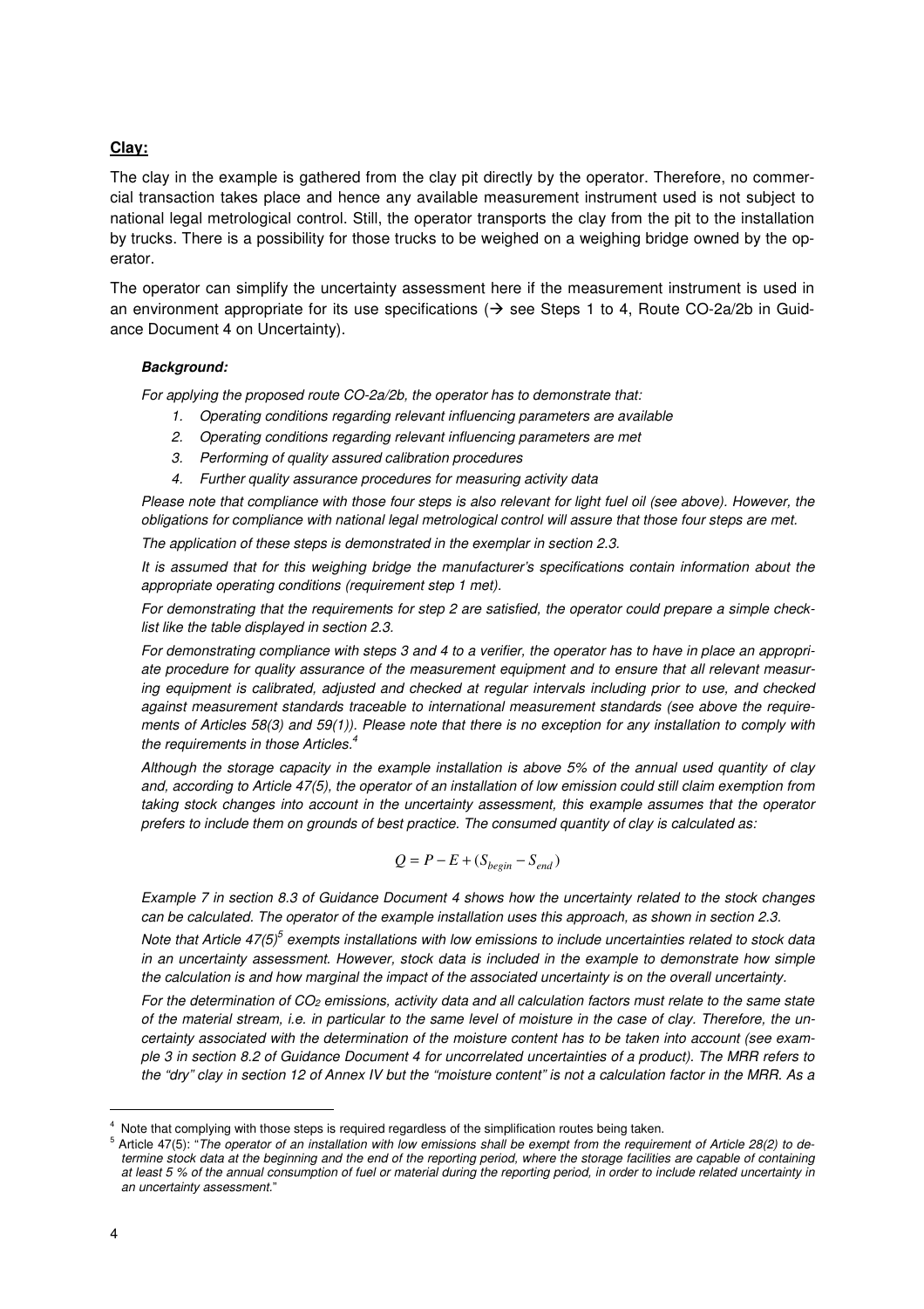**Clay:**

The clay in the example is gathered from the clay pit directly by the operator. Therefore, no commercial transaction takes place and hence any available measurement instrument used is not subject to national legal metrological control. Still, the operator transports the clay from the pit to the installation by trucks. There is a possibility for those trucks to be weighed on a weighing bridge owned by the operator.

The operator can simplify the uncertainty assessment here if the measurement instrument is used in an environment appropriate for its use specifications (→ see Steps 1 to 4, Route CO-2a/2b in Guidance Document 4 on Uncertainty).

***Background:***

*For applying the proposed route CO-2a/2b, the operator has to demonstrate that:*

1. *Operating conditions regarding relevant influencing parameters are available*
2. *Operating conditions regarding relevant influencing parameters are met*
3. *Performing of quality assured calibration procedures*
4. *Further quality assurance procedures for measuring activity data*

*Please note that compliance with those four steps is also relevant for light fuel oil (see above). However, the obligations for compliance with national legal metrological control will assure that those four steps are met.*

*The application of these steps is demonstrated in the exemplar in section 2.3.*

*It is assumed that for this weighing bridge the manufacturer's specifications contain information about the appropriate operating conditions (requirement step 1 met).*

*For demonstrating that the requirements for step 2 are satisfied, the operator could prepare a simple checklist like the table displayed in section 2.3.*

*For demonstrating compliance with steps 3 and 4 to a verifier, the operator has to have in place an appropriate procedure for quality assurance of the measurement equipment and to ensure that all relevant measuring equipment is calibrated, adjusted and checked at regular intervals including prior to use, and checked against measurement standards traceable to international measurement standards (see above the requirements of Articles 58(3) and 59(1)). Please note that there is no exception for any installation to comply with the requirements in those Articles.*[4]

*Although the storage capacity in the example installation is above 5% of the annual used quantity of clay and, according to Article 47(5), the operator of an installation of low emission could still claim exemption from taking stock changes into account in the uncertainty assessment, this example assumes that the operator prefers to include them on grounds of best practice. The consumed quantity of clay is calculated as:*

$$Q = P - E + (S_{begin} - S_{end})$$

*Example 7 in section 8.3 of Guidance Document 4 shows how the uncertainty related to the stock changes can be calculated. The operator of the example installation uses this approach, as shown in section 2.3.*

*Note that Article 47(5)*[5] *exempts installations with low emissions to include uncertainties related to stock data in an uncertainty assessment. However, stock data is included in the example to demonstrate how simple the calculation is and how marginal the impact of the associated uncertainty is on the overall uncertainty.*

*For the determination of $CO_2$ emissions, activity data and all calculation factors must relate to the same state of the material stream, i.e. in particular to the same level of moisture in the case of clay. Therefore, the uncertainty associated with the determination of the moisture content has to be taken into account (see example 3 in section 8.2 of Guidance Document 4 for uncorrelated uncertainties of a product). The MRR refers to the "dry" clay in section 12 of Annex IV but the "moisture content" is not a calculation factor in the MRR. As a*

---

[4] Note that complying with those steps is required regardless of the simplification routes being taken.

[5] Article 47(5): "*The operator of an installation with low emissions shall be exempt from the requirement of Article 28(2) to determine stock data at the beginning and the end of the reporting period, where the storage facilities are capable of containing at least 5 % of the annual consumption of fuel or material during the reporting period, in order to include related uncertainty in an uncertainty assessment.*"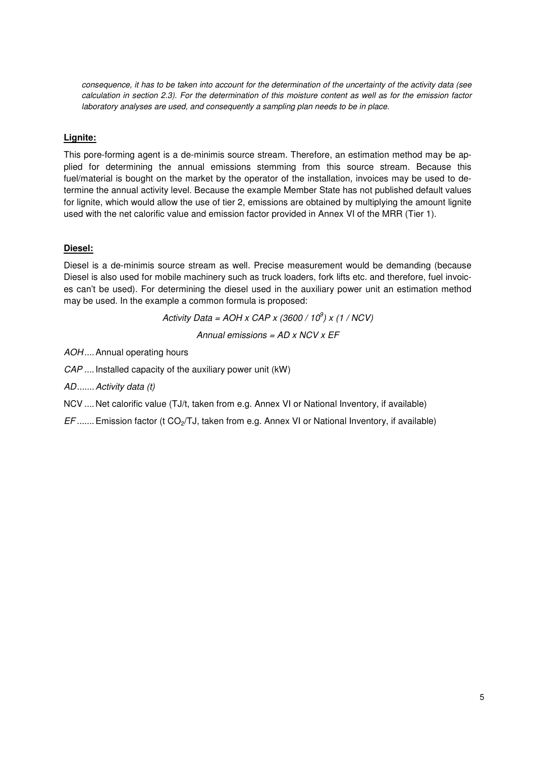*consequence, it has to be taken into account for the determination of the uncertainty of the activity data (see calculation in section 2.3). For the determination of this moisture content as well as for the emission factor laboratory analyses are used, and consequently a sampling plan needs to be in place.*

**Lignite:**

This pore-forming agent is a de-minimis source stream. Therefore, an estimation method may be applied for determining the annual emissions stemming from this source stream. Because this fuel/material is bought on the market by the operator of the installation, invoices may be used to determine the annual activity level. Because the example Member State has not published default values for lignite, which would allow the use of tier 2, emissions are obtained by multiplying the amount lignite used with the net calorific value and emission factor provided in Annex VI of the MRR (Tier 1).

**Diesel:**

Diesel is a de-minimis source stream as well. Precise measurement would be demanding (because Diesel is also used for mobile machinery such as truck loaders, fork lifts etc. and therefore, fuel invoices can't be used). For determining the diesel used in the auxiliary power unit an estimation method may be used. In the example a common formula is proposed:

$$Activity\ Data = AOH \times CAP \times (3600 / 10^9) \times (1 / NCV)$$

$$Annual\ emissions = AD \times NCV \times EF$$

*AOH* .... Annual operating hours

*CAP* .... Installed capacity of the auxiliary power unit (kW)

*AD* ....... *Activity data (t)*

NCV .... Net calorific value (TJ/t, taken from e.g. Annex VI or National Inventory, if available)

*EF* ....... Emission factor (t $CO_2$/TJ, taken from e.g. Annex VI or National Inventory, if available)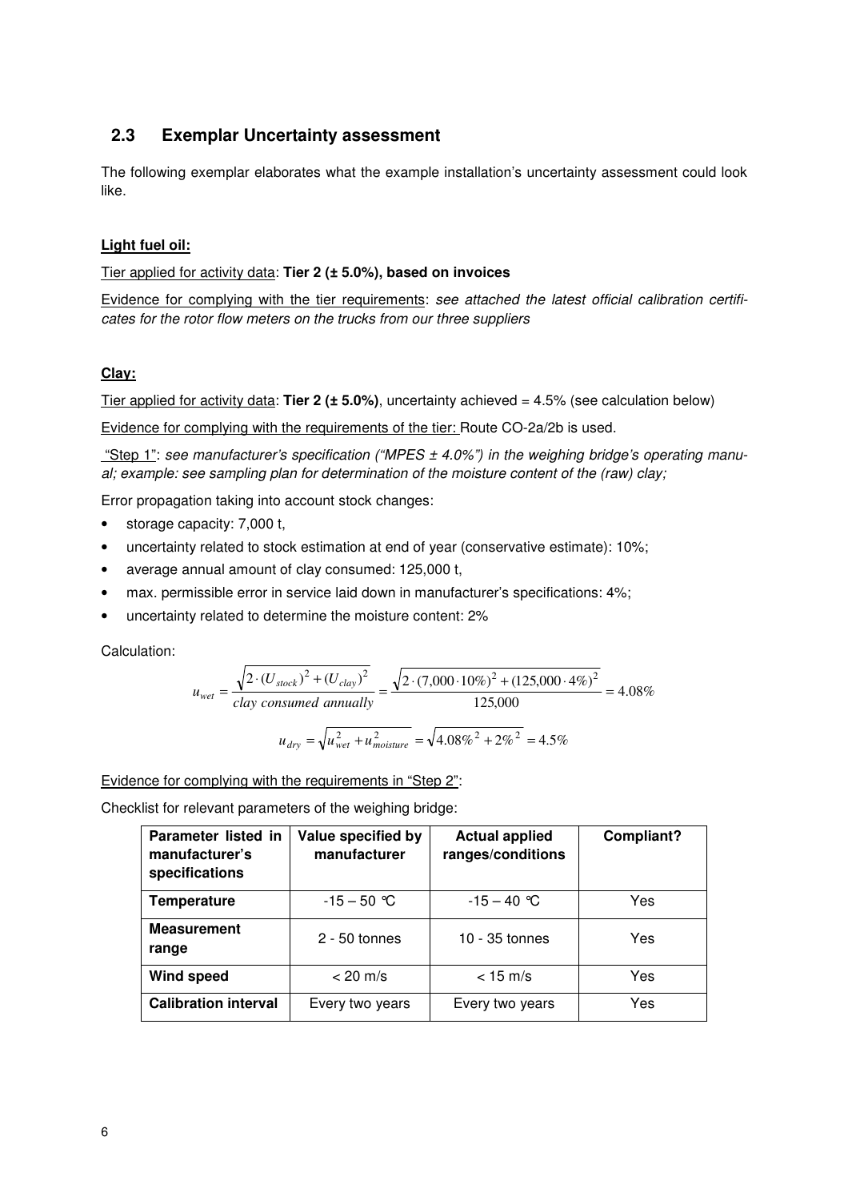## 2.3 Exemplar Uncertainty assessment

The following exemplar elaborates what the example installation's uncertainty assessment could look like.

**Light fuel oil:**

Tier applied for activity data: **Tier 2 (± 5.0%), based on invoices**

Evidence for complying with the tier requirements: *see attached the latest official calibration certificates for the rotor flow meters on the trucks from our three suppliers*

**Clay:**

Tier applied for activity data: **Tier 2 (± 5.0%)**, uncertainty achieved = 4.5% (see calculation below)

Evidence for complying with the requirements of the tier: Route CO-2a/2b is used.

"Step 1": *see manufacturer's specification ("MPES ± 4.0%") in the weighing bridge's operating manual; example: see sampling plan for determination of the moisture content of the (raw) clay;*

Error propagation taking into account stock changes:

- storage capacity: 7,000 t,
- uncertainty related to stock estimation at end of year (conservative estimate): 10%;
- average annual amount of clay consumed: 125,000 t,
- max. permissible error in service laid down in manufacturer's specifications: 4%;
- uncertainty related to determine the moisture content: 2%

Calculation:

$$u_{wet} = \frac{\sqrt{2 \cdot (U_{stock})^2 + (U_{clay})^2}}{clay\ consumed\ annually} = \frac{\sqrt{2 \cdot (7{,}000 \cdot 10\%)^2 + (125{,}000 \cdot 4\%)^2}}{125{,}000} = 4.08\%$$

$$u_{dry} = \sqrt{u_{wet}^2 + u_{moisture}^2} = \sqrt{4.08\%^2 + 2\%^2} = 4.5\%$$

Evidence for complying with the requirements in "Step 2":

Checklist for relevant parameters of the weighing bridge:

| Parameter listed in manufacturer's specifications | Value specified by manufacturer | Actual applied ranges/conditions | Compliant? |
|---|---|---|---|
| **Temperature** | -15 – 50 °C | -15 – 40 °C | Yes |
| **Measurement range** | 2 - 50 tonnes | 10 - 35 tonnes | Yes |
| **Wind speed** | < 20 m/s | < 15 m/s | Yes |
| **Calibration interval** | Every two years | Every two years | Yes |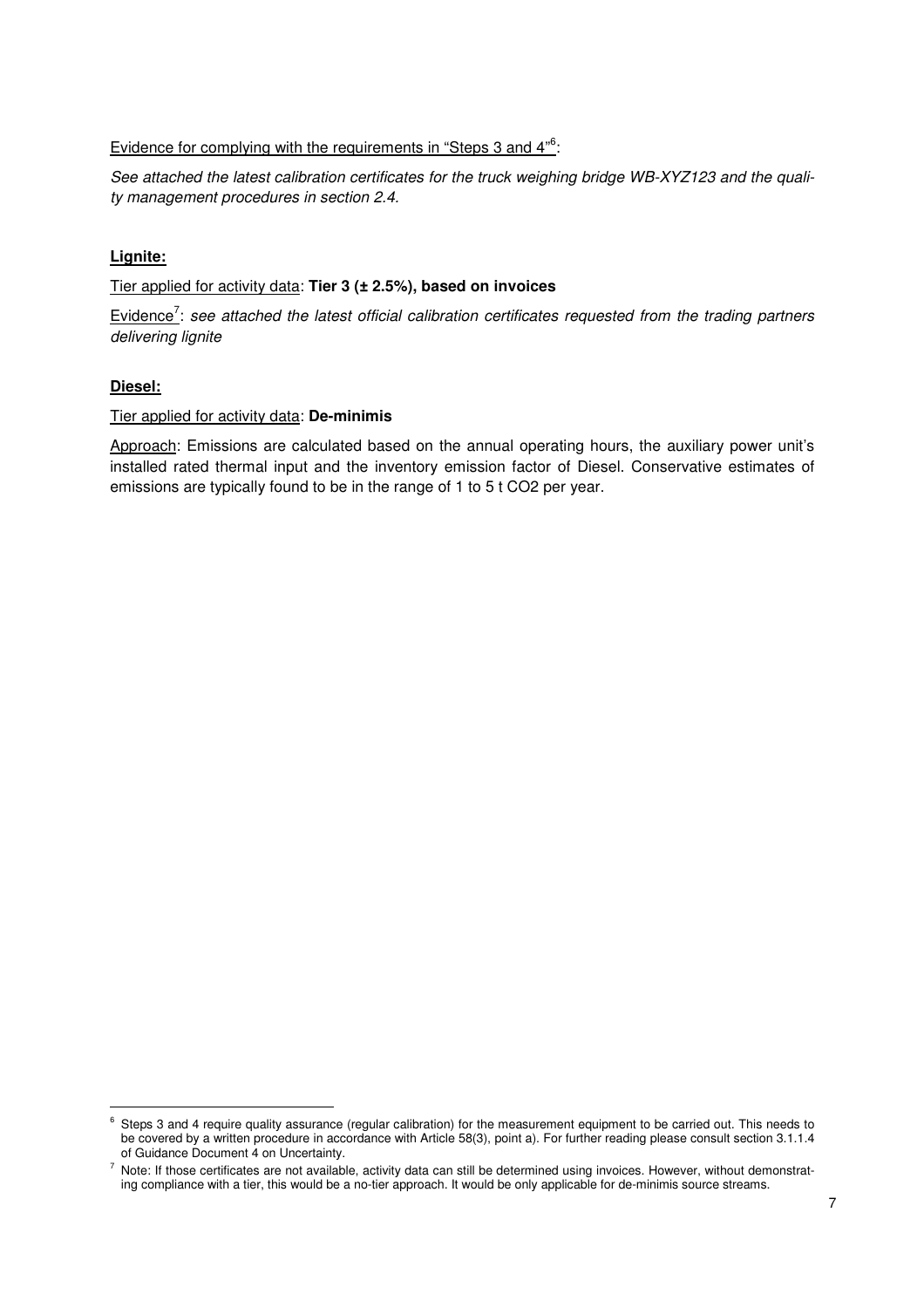Evidence for complying with the requirements in "Steps 3 and 4"[6]:

*See attached the latest calibration certificates for the truck weighing bridge WB-XYZ123 and the quality management procedures in section 2.4.*

**Lignite:**

Tier applied for activity data: **Tier 3 (± 2.5%), based on invoices**

Evidence[7]: *see attached the latest official calibration certificates requested from the trading partners delivering lignite*

**Diesel:**

Tier applied for activity data: **De-minimis**

Approach: Emissions are calculated based on the annual operating hours, the auxiliary power unit's installed rated thermal input and the inventory emission factor of Diesel. Conservative estimates of emissions are typically found to be in the range of 1 to 5 t $CO_2$ per year.

---

[6] Steps 3 and 4 require quality assurance (regular calibration) for the measurement equipment to be carried out. This needs to be covered by a written procedure in accordance with Article 58(3), point a). For further reading please consult section 3.1.1.4 of Guidance Document 4 on Uncertainty.

[7] Note: If those certificates are not available, activity data can still be determined using invoices. However, without demonstrating compliance with a tier, this would be a no-tier approach. It would be only applicable for de-minimis source streams.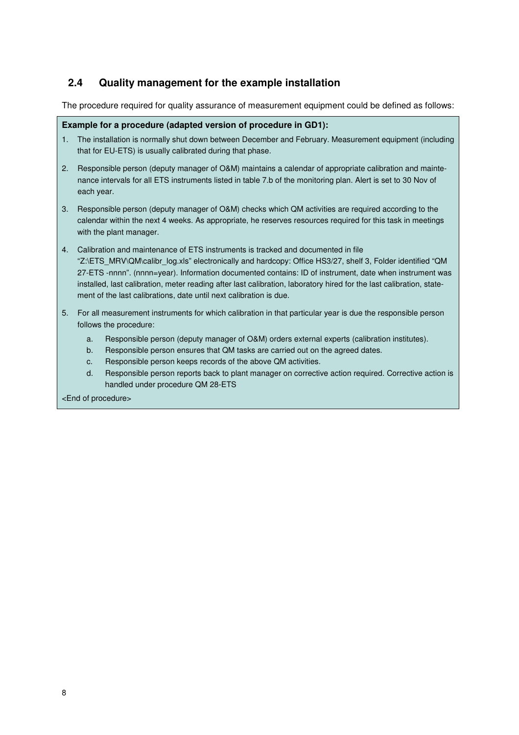## 2.4 Quality management for the example installation

The procedure required for quality assurance of measurement equipment could be defined as follows:

**Example for a procedure (adapted version of procedure in GD1):**

1. The installation is normally shut down between December and February. Measurement equipment (including that for EU-ETS) is usually calibrated during that phase.
2. Responsible person (deputy manager of O&M) maintains a calendar of appropriate calibration and maintenance intervals for all ETS instruments listed in table 7.b of the monitoring plan. Alert is set to 30 Nov of each year.
3. Responsible person (deputy manager of O&M) checks which QM activities are required according to the calendar within the next 4 weeks. As appropriate, he reserves resources required for this task in meetings with the plant manager.
4. Calibration and maintenance of ETS instruments is tracked and documented in file "Z:\ETS_MRV\QM\calibr_log.xls" electronically and hardcopy: Office HS3/27, shelf 3, Folder identified "QM 27-ETS -nnnn". (nnnn=year). Information documented contains: ID of instrument, date when instrument was installed, last calibration, meter reading after last calibration, laboratory hired for the last calibration, statement of the last calibrations, date until next calibration is due.
5. For all measurement instruments for which calibration in that particular year is due the responsible person follows the procedure:
   a. Responsible person (deputy manager of O&M) orders external experts (calibration institutes).
   b. Responsible person ensures that QM tasks are carried out on the agreed dates.
   c. Responsible person keeps records of the above QM activities.
   d. Responsible person reports back to plant manager on corrective action required. Corrective action is handled under procedure QM 28-ETS

<End of procedure>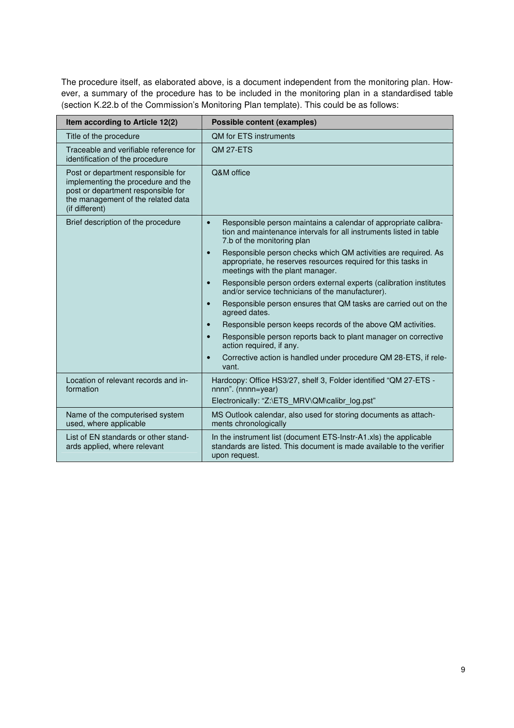The procedure itself, as elaborated above, is a document independent from the monitoring plan. However, a summary of the procedure has to be included in the monitoring plan in a standardised table (section K.22.b of the Commission's Monitoring Plan template). This could be as follows:

| Item according to Article 12(2) | Possible content (examples) |
|---|---|
| Title of the procedure | QM for ETS instruments |
| Traceable and verifiable reference for identification of the procedure | QM 27-ETS |
| Post or department responsible for implementing the procedure and the post or department responsible for the management of the related data (if different) | Q&M office |
| Brief description of the procedure | • Responsible person maintains a calendar of appropriate calibration and maintenance intervals for all instruments listed in table 7.b of the monitoring plan<br>• Responsible person checks which QM activities are required. As appropriate, he reserves resources required for this tasks in meetings with the plant manager.<br>• Responsible person orders external experts (calibration institutes and/or service technicians of the manufacturer).<br>• Responsible person ensures that QM tasks are carried out on the agreed dates.<br>• Responsible person keeps records of the above QM activities.<br>• Responsible person reports back to plant manager on corrective action required, if any.<br>• Corrective action is handled under procedure QM 28-ETS, if relevant. |
| Location of relevant records and information | Hardcopy: Office HS3/27, shelf 3, Folder identified "QM 27-ETS - nnnn". (nnnn=year)<br>Electronically: "Z:\ETS_MRV\QM\calibr_log.pst" |
| Name of the computerised system used, where applicable | MS Outlook calendar, also used for storing documents as attachments chronologically |
| List of EN standards or other standards applied, where relevant | In the instrument list (document ETS-Instr-A1.xls) the applicable standards are listed. This document is made available to the verifier upon request. |